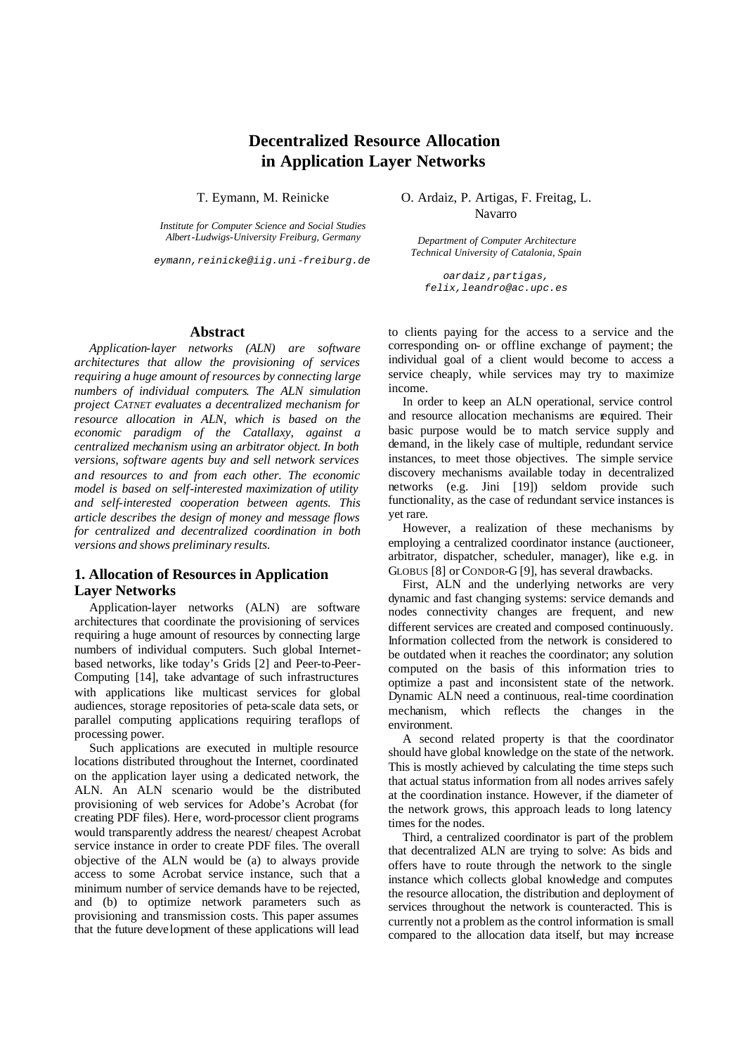# Decentralized Resource Allocation in Application Layer Networks

T. Eymann, M. Reinicke

*Institute for Computer Science and Social Studies*
*Albert-Ludwigs-University Freiburg, Germany*

eymann,reinicke@iig.uni-freiburg.de

O. Ardaiz, P. Artigas, F. Freitag, L. Navarro

*Department of Computer Architecture*
*Technical University of Catalonia, Spain*

oardaiz,partigas, felix,leandro@ac.upc.es

## Abstract

*Application-layer networks (ALN) are software architectures that allow the provisioning of services requiring a huge amount of resources by connecting large numbers of individual computers. The ALN simulation project CATNET evaluates a decentralized mechanism for resource allocation in ALN, which is based on the economic paradigm of the Catallaxy, against a centralized mechanism using an arbitrator object. In both versions, software agents buy and sell network services and resources to and from each other. The economic model is based on self-interested maximization of utility and self-interested cooperation between agents. This article describes the design of money and message flows for centralized and decentralized coordination in both versions and shows preliminary results.*

## 1. Allocation of Resources in Application Layer Networks

Application-layer networks (ALN) are software architectures that coordinate the provisioning of services requiring a huge amount of resources by connecting large numbers of individual computers. Such global Internet-based networks, like today's Grids [2] and Peer-to-Peer-Computing [14], take advantage of such infrastructures with applications like multicast services for global audiences, storage repositories of peta-scale data sets, or parallel computing applications requiring teraflops of processing power.

Such applications are executed in multiple resource locations distributed throughout the Internet, coordinated on the application layer using a dedicated network, the ALN. An ALN scenario would be the distributed provisioning of web services for Adobe's Acrobat (for creating PDF files). Here, word-processor client programs would transparently address the nearest/ cheapest Acrobat service instance in order to create PDF files. The overall objective of the ALN would be (a) to always provide access to some Acrobat service instance, such that a minimum number of service demands have to be rejected, and (b) to optimize network parameters such as provisioning and transmission costs. This paper assumes that the future development of these applications will lead to clients paying for the access to a service and the corresponding on- or offline exchange of payment; the individual goal of a client would become to access a service cheaply, while services may try to maximize income.

In order to keep an ALN operational, service control and resource allocation mechanisms are required. Their basic purpose would be to match service supply and demand, in the likely case of multiple, redundant service instances, to meet those objectives. The simple service discovery mechanisms available today in decentralized networks (e.g. Jini [19]) seldom provide such functionality, as the case of redundant service instances is yet rare.

However, a realization of these mechanisms by employing a centralized coordinator instance (auctioneer, arbitrator, dispatcher, scheduler, manager), like e.g. in GLOBUS [8] or CONDOR-G [9], has several drawbacks.

First, ALN and the underlying networks are very dynamic and fast changing systems: service demands and nodes connectivity changes are frequent, and new different services are created and composed continuously. Information collected from the network is considered to be outdated when it reaches the coordinator; any solution computed on the basis of this information tries to optimize a past and inconsistent state of the network. Dynamic ALN need a continuous, real-time coordination mechanism, which reflects the changes in the environment.

A second related property is that the coordinator should have global knowledge on the state of the network. This is mostly achieved by calculating the time steps such that actual status information from all nodes arrives safely at the coordination instance. However, if the diameter of the network grows, this approach leads to long latency times for the nodes.

Third, a centralized coordinator is part of the problem that decentralized ALN are trying to solve: As bids and offers have to route through the network to the single instance which collects global knowledge and computes the resource allocation, the distribution and deployment of services throughout the network is counteracted. This is currently not a problem as the control information is small compared to the allocation data itself, but may increase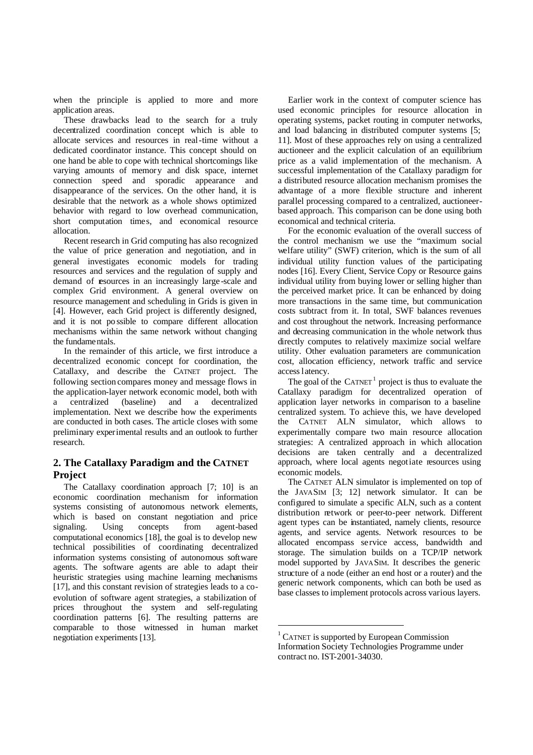when the principle is applied to more and more application areas.

These drawbacks lead to the search for a truly decentralized coordination concept which is able to allocate services and resources in real-time without a dedicated coordinator instance. This concept should on one hand be able to cope with technical shortcomings like varying amounts of memory and disk space, internet connection speed and sporadic appearance and disappearance of the services. On the other hand, it is desirable that the network as a whole shows optimized behavior with regard to low overhead communication, short computation times, and economical resource allocation.

Recent research in Grid computing has also recognized the value of price generation and negotiation, and in general investigates economic models for trading resources and services and the regulation of supply and demand of resources in an increasingly large-scale and complex Grid environment. A general overview on resource management and scheduling in Grids is given in [4]. However, each Grid project is differently designed, and it is not possible to compare different allocation mechanisms within the same network without changing the fundamentals.

In the remainder of this article, we first introduce a decentralized economic concept for coordination, the Catallaxy, and describe the CATNET project. The following section compares money and message flows in the application-layer network economic model, both with a centralized (baseline) and a decentralized implementation. Next we describe how the experiments are conducted in both cases. The article closes with some preliminary experimental results and an outlook to further research.

## 2. The Catallaxy Paradigm and the CATNET Project

The Catallaxy coordination approach [7; 10] is an economic coordination mechanism for information systems consisting of autonomous network elements, which is based on constant negotiation and price signaling. Using concepts from agent-based computational economics [18], the goal is to develop new technical possibilities of coordinating decentralized information systems consisting of autonomous software agents. The software agents are able to adapt their heuristic strategies using machine learning mechanisms [17], and this constant revision of strategies leads to a co-evolution of software agent strategies, a stabilization of prices throughout the system and self-regulating coordination patterns [6]. The resulting patterns are comparable to those witnessed in human market negotiation experiments [13].

Earlier work in the context of computer science has used economic principles for resource allocation in operating systems, packet routing in computer networks, and load balancing in distributed computer systems [5; 11]. Most of these approaches rely on using a centralized auctioneer and the explicit calculation of an equilibrium price as a valid implementation of the mechanism. A successful implementation of the Catallaxy paradigm for a distributed resource allocation mechanism promises the advantage of a more flexible structure and inherent parallel processing compared to a centralized, auctioneer-based approach. This comparison can be done using both economical and technical criteria.

For the economic evaluation of the overall success of the control mechanism we use the "maximum social welfare utility" (SWF) criterion, which is the sum of all individual utility function values of the participating nodes [16]. Every Client, Service Copy or Resource gains individual utility from buying lower or selling higher than the perceived market price. It can be enhanced by doing more transactions in the same time, but communication costs subtract from it. In total, SWF balances revenues and cost throughout the network. Increasing performance and decreasing communication in the whole network thus directly computes to relatively maximize social welfare utility. Other evaluation parameters are communication cost, allocation efficiency, network traffic and service access latency.

The goal of the CATNET[1] project is thus to evaluate the Catallaxy paradigm for decentralized operation of application layer networks in comparison to a baseline centralized system. To achieve this, we have developed the CATNET ALN simulator, which allows to experimentally compare two main resource allocation strategies: A centralized approach in which allocation decisions are taken centrally and a decentralized approach, where local agents negotiate resources using economic models.

The CATNET ALN simulator is implemented on top of the JAVASIM [3; 12] network simulator. It can be configured to simulate a specific ALN, such as a content distribution network or peer-to-peer network. Different agent types can be instantiated, namely clients, resource agents, and service agents. Network resources to be allocated encompass service access, bandwidth and storage. The simulation builds on a TCP/IP network model supported by JAVASIM. It describes the generic structure of a node (either an end host or a router) and the generic network components, which can both be used as base classes to implement protocols across various layers.

[1] CATNET is supported by European Commission Information Society Technologies Programme under contract no. IST-2001-34030.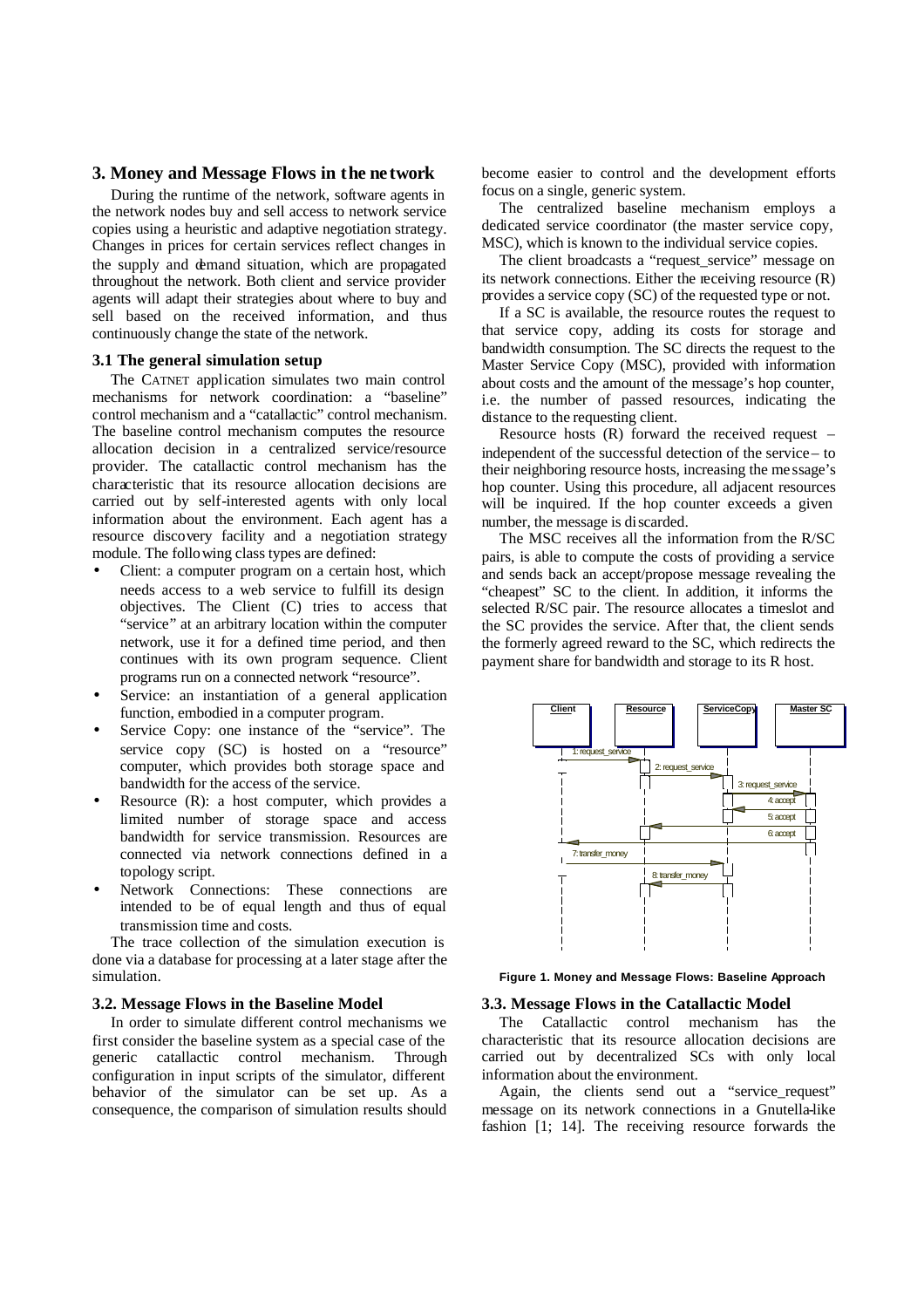## 3. Money and Message Flows in the network

During the runtime of the network, software agents in the network nodes buy and sell access to network service copies using a heuristic and adaptive negotiation strategy. Changes in prices for certain services reflect changes in the supply and demand situation, which are propagated throughout the network. Both client and service provider agents will adapt their strategies about where to buy and sell based on the received information, and thus continuously change the state of the network.

### 3.1 The general simulation setup

The CATNET application simulates two main control mechanisms for network coordination: a "baseline" control mechanism and a "catallactic" control mechanism. The baseline control mechanism computes the resource allocation decision in a centralized service/resource provider. The catallactic control mechanism has the characteristic that its resource allocation decisions are carried out by self-interested agents with only local information about the environment. Each agent has a resource discovery facility and a negotiation strategy module. The following class types are defined:

- Client: a computer program on a certain host, which needs access to a web service to fulfill its design objectives. The Client (C) tries to access that "service" at an arbitrary location within the computer network, use it for a defined time period, and then continues with its own program sequence. Client programs run on a connected network "resource".
- Service: an instantiation of a general application function, embodied in a computer program.
- Service Copy: one instance of the "service". The service copy (SC) is hosted on a "resource" computer, which provides both storage space and bandwidth for the access of the service.
- Resource (R): a host computer, which provides a limited number of storage space and access bandwidth for service transmission. Resources are connected via network connections defined in a topology script.
- Network Connections: These connections are intended to be of equal length and thus of equal transmission time and costs.

The trace collection of the simulation execution is done via a database for processing at a later stage after the simulation.

### 3.2. Message Flows in the Baseline Model

In order to simulate different control mechanisms we first consider the baseline system as a special case of the generic catallactic control mechanism. Through configuration in input scripts of the simulator, different behavior of the simulator can be set up. As a consequence, the comparison of simulation results should become easier to control and the development efforts focus on a single, generic system.

The centralized baseline mechanism employs a dedicated service coordinator (the master service copy, MSC), which is known to the individual service copies.

The client broadcasts a "request_service" message on its network connections. Either the receiving resource (R) provides a service copy (SC) of the requested type or not.

If a SC is available, the resource routes the request to that service copy, adding its costs for storage and bandwidth consumption. The SC directs the request to the Master Service Copy (MSC), provided with information about costs and the amount of the message's hop counter, i.e. the number of passed resources, indicating the distance to the requesting client.

Resource hosts (R) forward the received request – independent of the successful detection of the service – to their neighboring resource hosts, increasing the message's hop counter. Using this procedure, all adjacent resources will be inquired. If the hop counter exceeds a given number, the message is discarded.

The MSC receives all the information from the R/SC pairs, is able to compute the costs of providing a service and sends back an accept/propose message revealing the "cheapest" SC to the client. In addition, it informs the selected R/SC pair. The resource allocates a timeslot and the SC provides the service. After that, the client sends the formerly agreed reward to the SC, which redirects the payment share for bandwidth and storage to its R host.

Client
Resource
ServiceCopy
Master SC
1: request_service
2: request_service
3: request_service
4: accept
5: accept
6: accept
7: transfer_money
8: transfer_money

**Figure 1. Money and Message Flows: Baseline Approach**

### 3.3. Message Flows in the Catallactic Model

The Catallactic control mechanism has the characteristic that its resource allocation decisions are carried out by decentralized SCs with only local information about the environment.

Again, the clients send out a "service_request" message on its network connections in a Gnutella-like fashion [1; 14]. The receiving resource forwards the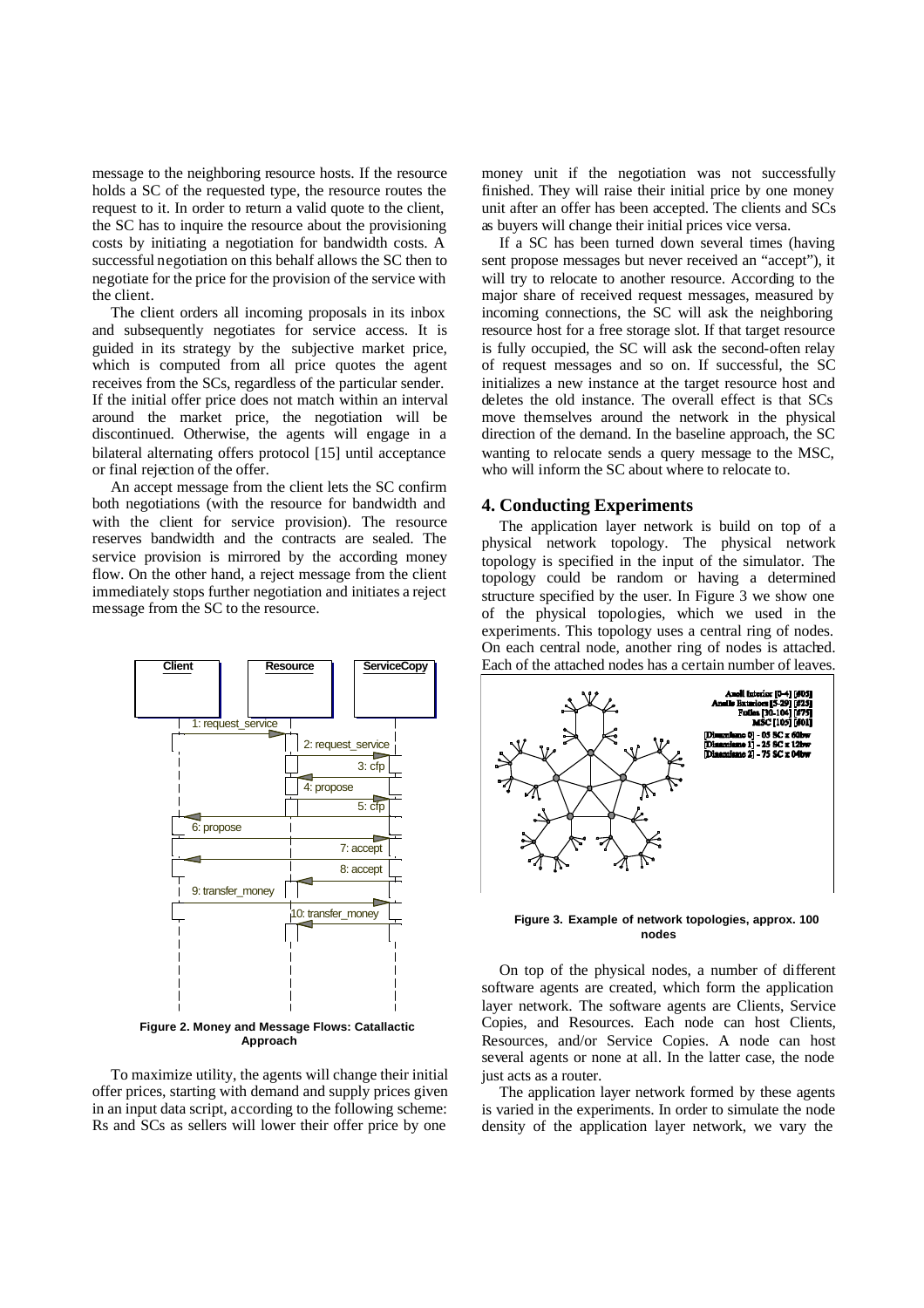message to the neighboring resource hosts. If the resource holds a SC of the requested type, the resource routes the request to it. In order to return a valid quote to the client, the SC has to inquire the resource about the provisioning costs by initiating a negotiation for bandwidth costs. A successful negotiation on this behalf allows the SC then to negotiate for the price for the provision of the service with the client.

The client orders all incoming proposals in its inbox and subsequently negotiates for service access. It is guided in its strategy by the subjective market price, which is computed from all price quotes the agent receives from the SCs, regardless of the particular sender. If the initial offer price does not match within an interval around the market price, the negotiation will be discontinued. Otherwise, the agents will engage in a bilateral alternating offers protocol [15] until acceptance or final rejection of the offer.

An accept message from the client lets the SC confirm both negotiations (with the resource for bandwidth and with the client for service provision). The resource reserves bandwidth and the contracts are sealed. The service provision is mirrored by the according money flow. On the other hand, a reject message from the client immediately stops further negotiation and initiates a reject message from the SC to the resource.

Client
Resource
ServiceCopy
1: request_service
2: request_service
3: cfp
4: propose
5: cfp
6: propose
7: accept
8: accept
9: transfer_money
10: transfer_money

**Figure 2. Money and Message Flows: Catallactic Approach**

To maximize utility, the agents will change their initial offer prices, starting with demand and supply prices given in an input data script, according to the following scheme: Rs and SCs as sellers will lower their offer price by one money unit if the negotiation was not successfully finished. They will raise their initial price by one money unit after an offer has been accepted. The clients and SCs as buyers will change their initial prices vice versa.

If a SC has been turned down several times (having sent propose messages but never received an "accept"), it will try to relocate to another resource. According to the major share of received request messages, measured by incoming connections, the SC will ask the neighboring resource host for a free storage slot. If that target resource is fully occupied, the SC will ask the second-often relay of request messages and so on. If successful, the SC initializes a new instance at the target resource host and deletes the old instance. The overall effect is that SCs move themselves around the network in the physical direction of the demand. In the baseline approach, the SC wanting to relocate sends a query message to the MSC, who will inform the SC about where to relocate to.

## 4. Conducting Experiments

The application layer network is build on top of a physical network topology. The physical network topology is specified in the input of the simulator. The topology could be random or having a determined structure specified by the user. In Figure 3 we show one of the physical topologies, which we used in the experiments. This topology uses a central ring of nodes. On each central node, another ring of nodes is attached. Each of the attached nodes has a certain number of leaves.

Anell Interior [0-4] [#05]
Anells Exteriors [5-29] [#25]
Fulles [30-104] [#75]
MSC [105] [#01]
[Dimensione 0] - 05 SC x 60bw
[Dimensione 1] - 25 SC x 12bw
[Dimensione 2] - 75 SC x 04bw

**Figure 3. Example of network topologies, approx. 100 nodes**

On top of the physical nodes, a number of different software agents are created, which form the application layer network. The software agents are Clients, Service Copies, and Resources. Each node can host Clients, Resources, and/or Service Copies. A node can host several agents or none at all. In the latter case, the node just acts as a router.

The application layer network formed by these agents is varied in the experiments. In order to simulate the node density of the application layer network, we vary the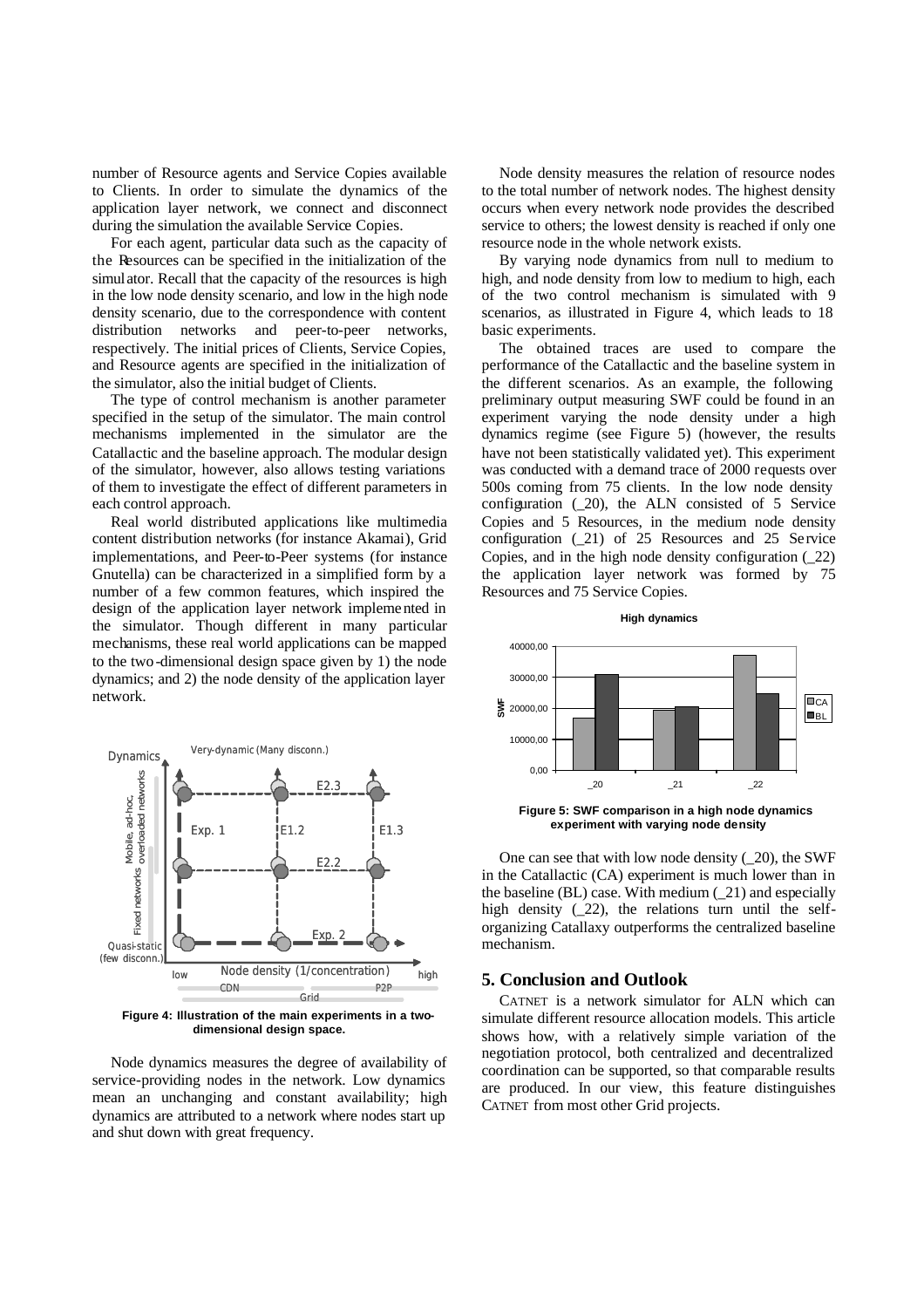number of Resource agents and Service Copies available to Clients. In order to simulate the dynamics of the application layer network, we connect and disconnect during the simulation the available Service Copies.

For each agent, particular data such as the capacity of the Resources can be specified in the initialization of the simulator. Recall that the capacity of the resources is high in the low node density scenario, and low in the high node density scenario, due to the correspondence with content distribution networks and peer-to-peer networks, respectively. The initial prices of Clients, Service Copies, and Resource agents are specified in the initialization of the simulator, also the initial budget of Clients.

The type of control mechanism is another parameter specified in the setup of the simulator. The main control mechanisms implemented in the simulator are the Catallactic and the baseline approach. The modular design of the simulator, however, also allows testing variations of them to investigate the effect of different parameters in each control approach.

Real world distributed applications like multimedia content distribution networks (for instance Akamai), Grid implementations, and Peer-to-Peer systems (for instance Gnutella) can be characterized in a simplified form by a number of a few common features, which inspired the design of the application layer network implemented in the simulator. Though different in many particular mechanisms, these real world applications can be mapped to the two-dimensional design space given by 1) the node dynamics; and 2) the node density of the application layer network.

**Figure 4: Illustration of the main experiments in a two-dimensional design space.**

Node dynamics measures the degree of availability of service-providing nodes in the network. Low dynamics mean an unchanging and constant availability; high dynamics are attributed to a network where nodes start up and shut down with great frequency.

Node density measures the relation of resource nodes to the total number of network nodes. The highest density occurs when every network node provides the described service to others; the lowest density is reached if only one resource node in the whole network exists.

By varying node dynamics from null to medium to high, and node density from low to medium to high, each of the two control mechanism is simulated with 9 scenarios, as illustrated in Figure 4, which leads to 18 basic experiments.

The obtained traces are used to compare the performance of the Catallactic and the baseline system in the different scenarios. As an example, the following preliminary output measuring SWF could be found in an experiment varying the node density under a high dynamics regime (see Figure 5) (however, the results have not been statistically validated yet). This experiment was conducted with a demand trace of 2000 requests over 500s coming from 75 clients. In the low node density configuration (_20), the ALN consisted of 5 Service Copies and 5 Resources, in the medium node density configuration (_21) of 25 Resources and 25 Service Copies, and in the high node density configuration (_22) the application layer network was formed by 75 Resources and 75 Service Copies.

**Figure 5: SWF comparison in a high node dynamics experiment with varying node density**

One can see that with low node density (_20), the SWF in the Catallactic (CA) experiment is much lower than in the baseline (BL) case. With medium (_21) and especially high density (_22), the relations turn until the self-organizing Catallaxy outperforms the centralized baseline mechanism.

## 5. Conclusion and Outlook

CATNET is a network simulator for ALN which can simulate different resource allocation models. This article shows how, with a relatively simple variation of the negotiation protocol, both centralized and decentralized coordination can be supported, so that comparable results are produced. In our view, this feature distinguishes CATNET from most other Grid projects.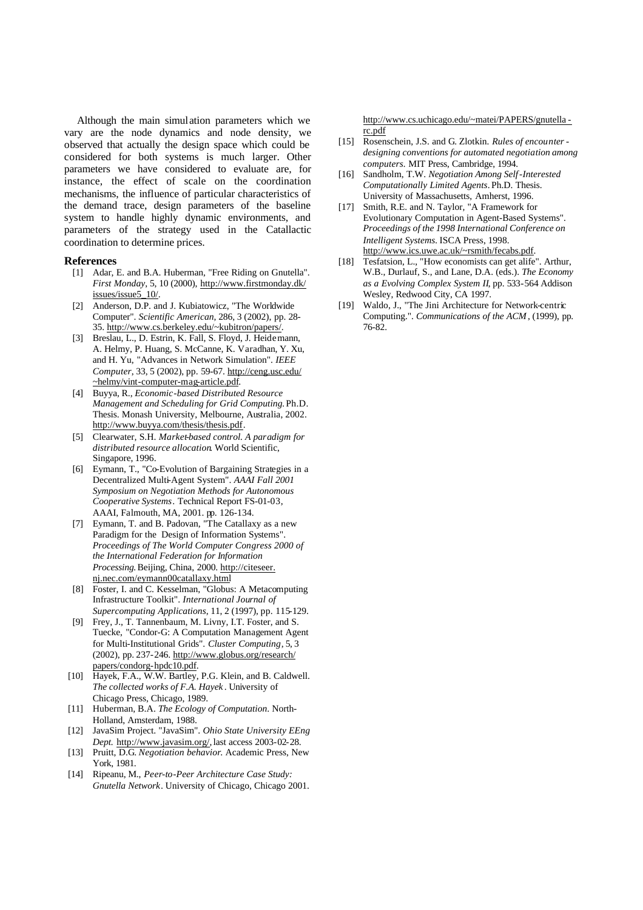Although the main simulation parameters which we vary are the node dynamics and node density, we observed that actually the design space which could be considered for both systems is much larger. Other parameters we have considered to evaluate are, for instance, the effect of scale on the coordination mechanisms, the influence of particular characteristics of the demand trace, design parameters of the baseline system to handle highly dynamic environments, and parameters of the strategy used in the Catallactic coordination to determine prices.

## References

[1] Adar, E. and B.A. Huberman, "Free Riding on Gnutella". *First Monday*, 5, 10 (2000), http://www.firstmonday.dk/issues/issue5_10/.

[2] Anderson, D.P. and J. Kubiatowicz, "The Worldwide Computer". *Scientific American*, 286, 3 (2002), pp. 28-35. http://www.cs.berkeley.edu/~kubitron/papers/.

[3] Breslau, L., D. Estrin, K. Fall, S. Floyd, J. Heidemann, A. Helmy, P. Huang, S. McCanne, K. Varadhan, Y. Xu, and H. Yu, "Advances in Network Simulation". *IEEE Computer*, 33, 5 (2002), pp. 59-67. http://ceng.usc.edu/~helmy/vint-computer-mag-article.pdf.

[4] Buyya, R., *Economic-based Distributed Resource Management and Scheduling for Grid Computing*. Ph.D. Thesis. Monash University, Melbourne, Australia, 2002. http://www.buyya.com/thesis/thesis.pdf.

[5] Clearwater, S.H. *Market-based control. A paradigm for distributed resource allocation*. World Scientific, Singapore, 1996.

[6] Eymann, T., "Co-Evolution of Bargaining Strategies in a Decentralized Multi-Agent System". *AAAI Fall 2001 Symposium on Negotiation Methods for Autonomous Cooperative Systems*. Technical Report FS-01-03, AAAI, Falmouth, MA, 2001. pp. 126-134.

[7] Eymann, T. and B. Padovan, "The Catallaxy as a new Paradigm for the Design of Information Systems". *Proceedings of The World Computer Congress 2000 of the International Federation for Information Processing*. Beijing, China, 2000. http://citeseer.nj.nec.com/eymann00catallaxy.html

[8] Foster, I. and C. Kesselman, "Globus: A Metacomputing Infrastructure Toolkit". *International Journal of Supercomputing Applications*, 11, 2 (1997), pp. 115-129.

[9] Frey, J., T. Tannenbaum, M. Livny, I.T. Foster, and S. Tuecke, "Condor-G: A Computation Management Agent for Multi-Institutional Grids". *Cluster Computing*, 5, 3 (2002), pp. 237-246. http://www.globus.org/research/papers/condorg-hpdc10.pdf.

[10] Hayek, F.A., W.W. Bartley, P.G. Klein, and B. Caldwell. *The collected works of F.A. Hayek*. University of Chicago Press, Chicago, 1989.

[11] Huberman, B.A. *The Ecology of Computation*. North-Holland, Amsterdam, 1988.

[12] JavaSim Project. "JavaSim". *Ohio State University EEng Dept.* http://www.javasim.org/, last access 2003-02-28.

[13] Pruitt, D.G. *Negotiation behavior*. Academic Press, New York, 1981.

[14] Ripeanu, M., *Peer-to-Peer Architecture Case Study: Gnutella Network*. University of Chicago, Chicago 2001. http://www.cs.uchicago.edu/~matei/PAPERS/gnutella-rc.pdf

[15] Rosenschein, J.S. and G. Zlotkin. *Rules of encounter - designing conventions for automated negotiation among computers*. MIT Press, Cambridge, 1994.

[16] Sandholm, T.W. *Negotiation Among Self-Interested Computationally Limited Agents*. Ph.D. Thesis. University of Massachusetts, Amherst, 1996.

[17] Smith, R.E. and N. Taylor, "A Framework for Evolutionary Computation in Agent-Based Systems". *Proceedings of the 1998 International Conference on Intelligent Systems*. ISCA Press, 1998. http://www.ics.uwe.ac.uk/~rsmith/fecabs.pdf.

[18] Tesfatsion, L., "How economists can get alife". Arthur, W.B., Durlauf, S., and Lane, D.A. (eds.). *The Economy as a Evolving Complex System II*, pp. 533-564 Addison Wesley, Redwood City, CA 1997.

[19] Waldo, J., "The Jini Architecture for Network-centric Computing.". *Communications of the ACM*, (1999), pp. 76-82.